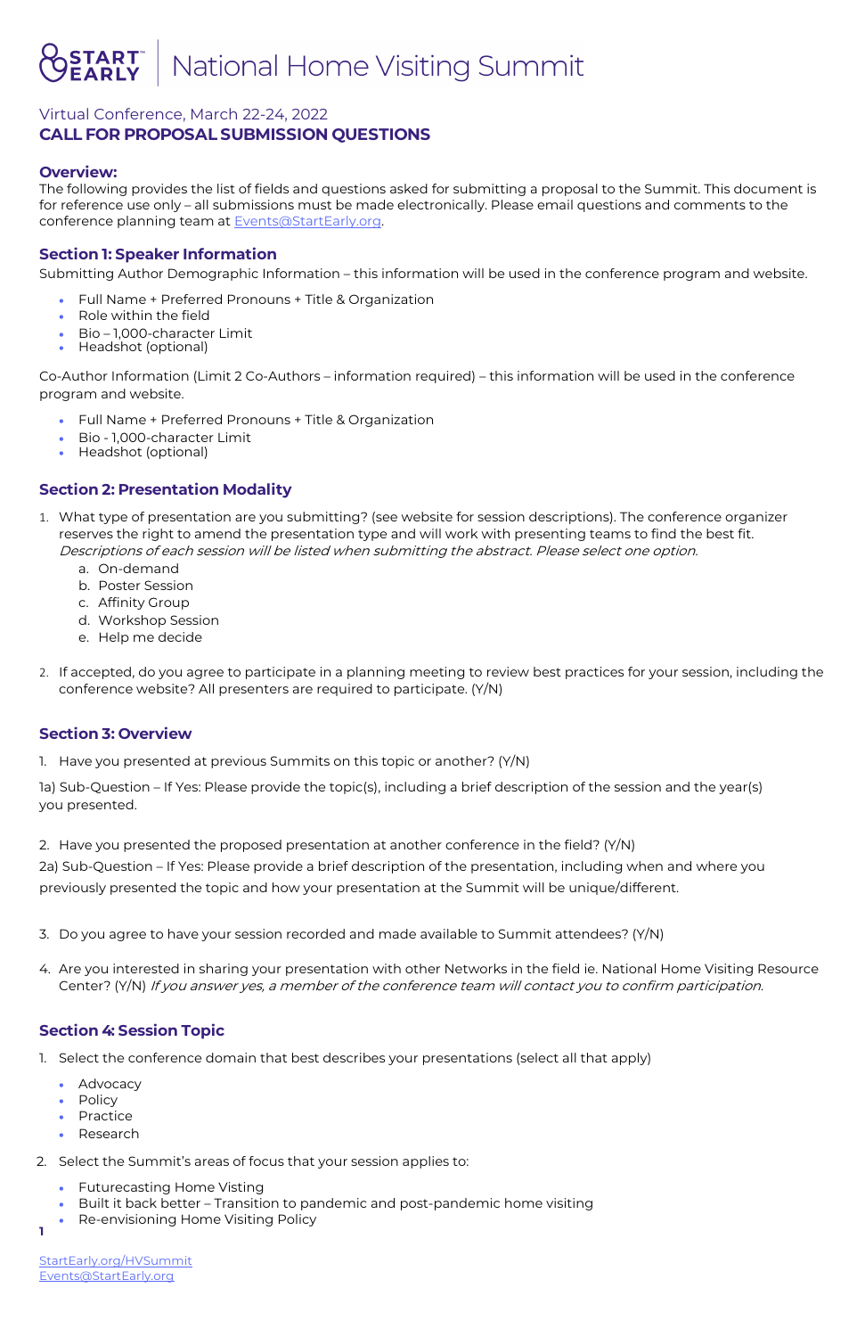# START EARLY | National Home Visiting Summit

Virtual Conference, March 22-24, 2022

**CALL FOR PROPOSAL SUBMISSION QUESTIONS**

## Overview:

The following provides the list of fields and questions asked for submitting a proposal to the Summit. This document is for reference use only – all submissions must be made electronically. Please email questions and comments to the conference planning team at Events@StartEarly.org.

## Section 1: Speaker Information

Submitting Author Demographic Information – this information will be used in the conference program and website.

- Full Name + Preferred Pronouns + Title & Organization
- Role within the field
- Bio – 1,000-character Limit
- Headshot (optional)

Co-Author Information (Limit 2 Co-Authors – information required) – this information will be used in the conference program and website.

- Full Name + Preferred Pronouns + Title & Organization
- Bio - 1,000-character Limit
- Headshot (optional)

## Section 2: Presentation Modality

1. What type of presentation are you submitting? (see website for session descriptions). The conference organizer reserves the right to amend the presentation type and will work with presenting teams to find the best fit. *Descriptions of each session will be listed when submitting the abstract. Please select one option.*
   a. On-demand
   b. Poster Session
   c. Affinity Group
   d. Workshop Session
   e. Help me decide

2. If accepted, do you agree to participate in a planning meeting to review best practices for your session, including the conference website? All presenters are required to participate. (Y/N)

## Section 3: Overview

1. Have you presented at previous Summits on this topic or another? (Y/N)

1a) Sub-Question – If Yes: Please provide the topic(s), including a brief description of the session and the year(s) you presented.

2. Have you presented the proposed presentation at another conference in the field? (Y/N)

2a) Sub-Question – If Yes: Please provide a brief description of the presentation, including when and where you previously presented the topic and how your presentation at the Summit will be unique/different.

3. Do you agree to have your session recorded and made available to Summit attendees? (Y/N)

4. Are you interested in sharing your presentation with other Networks in the field ie. National Home Visiting Resource Center? (Y/N) *If you answer yes, a member of the conference team will contact you to confirm participation.*

## Section 4: Session Topic

1. Select the conference domain that best describes your presentations (select all that apply)
   - Advocacy
   - Policy
   - Practice
   - Research

2. Select the Summit's areas of focus that your session applies to:
   - Futurecasting Home Visting
   - Built it back better – Transition to pandemic and post-pandemic home visiting
   - Re-envisioning Home Visiting Policy

StartEarly.org/HVSummit
Events@StartEarly.org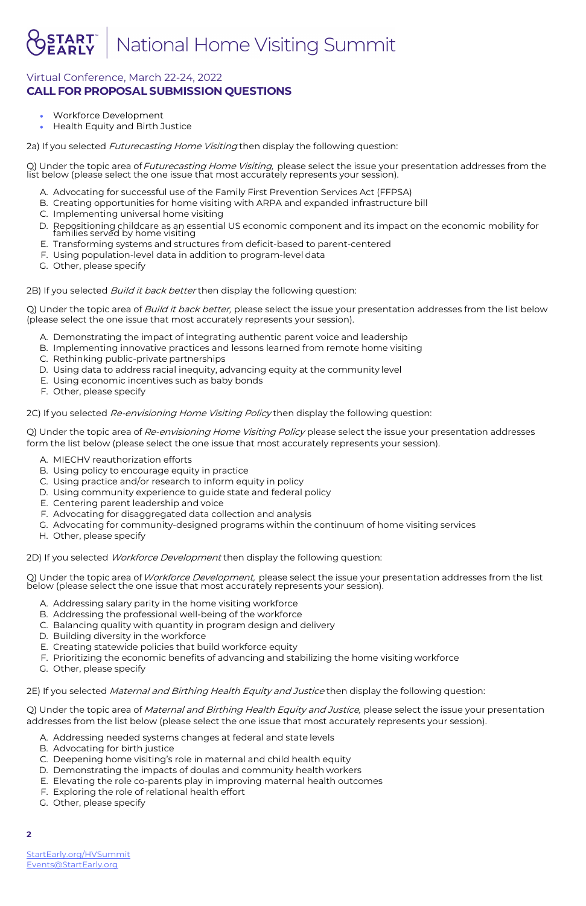- Workforce Development
- Health Equity and Birth Justice

2a) If you selected *Futurecasting Home Visiting* then display the following question:

Q) Under the topic area of *Futurecasting Home Visiting,* please select the issue your presentation addresses from the list below (please select the one issue that most accurately represents your session).

A. Advocating for successful use of the Family First Prevention Services Act (FFPSA)
B. Creating opportunities for home visiting with ARPA and expanded infrastructure bill
C. Implementing universal home visiting
D. Repositioning childcare as an essential US economic component and its impact on the economic mobility for families served by home visiting
E. Transforming systems and structures from deficit-based to parent-centered
F. Using population-level data in addition to program-level data
G. Other, please specify

2B) If you selected *Build it back better* then display the following question:

Q) Under the topic area of *Build it back better,* please select the issue your presentation addresses from the list below (please select the one issue that most accurately represents your session).

A. Demonstrating the impact of integrating authentic parent voice and leadership
B. Implementing innovative practices and lessons learned from remote home visiting
C. Rethinking public-private partnerships
D. Using data to address racial inequity, advancing equity at the community level
E. Using economic incentives such as baby bonds
F. Other, please specify

2C) If you selected *Re-envisioning Home Visiting Policy* then display the following question:

Q) Under the topic area of *Re-envisioning Home Visiting Policy* please select the issue your presentation addresses form the list below (please select the one issue that most accurately represents your session).

A. MIECHV reauthorization efforts
B. Using policy to encourage equity in practice
C. Using practice and/or research to inform equity in policy
D. Using community experience to guide state and federal policy
E. Centering parent leadership and voice
F. Advocating for disaggregated data collection and analysis
G. Advocating for community-designed programs within the continuum of home visiting services
H. Other, please specify

2D) If you selected *Workforce Development* then display the following question:

Q) Under the topic area of *Workforce Development,* please select the issue your presentation addresses from the list below (please select the one issue that most accurately represents your session).

A. Addressing salary parity in the home visiting workforce
B. Addressing the professional well-being of the workforce
C. Balancing quality with quantity in program design and delivery
D. Building diversity in the workforce
E. Creating statewide policies that build workforce equity
F. Prioritizing the economic benefits of advancing and stabilizing the home visiting workforce
G. Other, please specify

2E) If you selected *Maternal and Birthing Health Equity and Justice* then display the following question:

Q) Under the topic area of *Maternal and Birthing Health Equity and Justice,* please select the issue your presentation addresses from the list below (please select the one issue that most accurately represents your session).

A. Addressing needed systems changes at federal and state levels
B. Advocating for birth justice
C. Deepening home visiting's role in maternal and child health equity
D. Demonstrating the impacts of doulas and community health workers
E. Elevating the role co-parents play in improving maternal health outcomes
F. Exploring the role of relational health effort
G. Other, please specify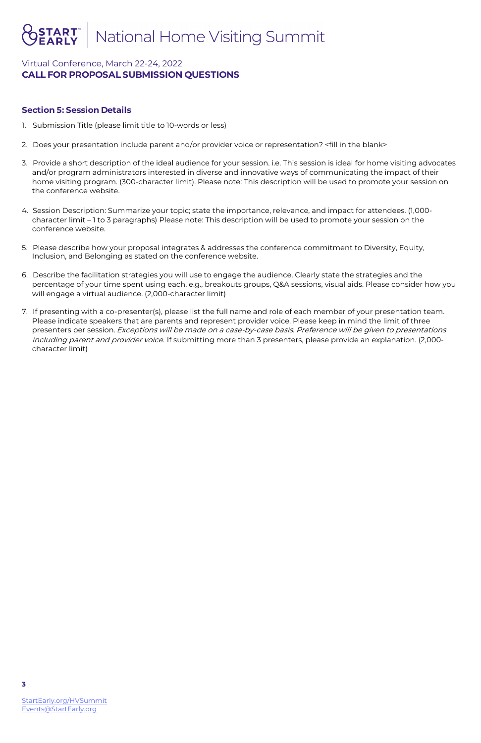# START EARLY | National Home Visiting Summit

Virtual Conference, March 22-24, 2022
**CALL FOR PROPOSAL SUBMISSION QUESTIONS**

## Section 5: Session Details

1. Submission Title (please limit title to 10-words or less)
2. Does your presentation include parent and/or provider voice or representation? <fill in the blank>
3. Provide a short description of the ideal audience for your session. i.e. This session is ideal for home visiting advocates and/or program administrators interested in diverse and innovative ways of communicating the impact of their home visiting program. (300-character limit). Please note: This description will be used to promote your session on the conference website.
4. Session Description: Summarize your topic; state the importance, relevance, and impact for attendees. (1,000-character limit – 1 to 3 paragraphs) Please note: This description will be used to promote your session on the conference website.
5. Please describe how your proposal integrates & addresses the conference commitment to Diversity, Equity, Inclusion, and Belonging as stated on the conference website.
6. Describe the facilitation strategies you will use to engage the audience. Clearly state the strategies and the percentage of your time spent using each. e.g., breakouts groups, Q&A sessions, visual aids. Please consider how you will engage a virtual audience. (2,000-character limit)
7. If presenting with a co-presenter(s), please list the full name and role of each member of your presentation team. Please indicate speakers that are parents and represent provider voice. Please keep in mind the limit of three presenters per session. *Exceptions will be made on a case-by-case basis. Preference will be given to presentations including parent and provider voice.* If submitting more than 3 presenters, please provide an explanation. (2,000-character limit)

StartEarly.org/HVSummit
Events@StartEarly.org